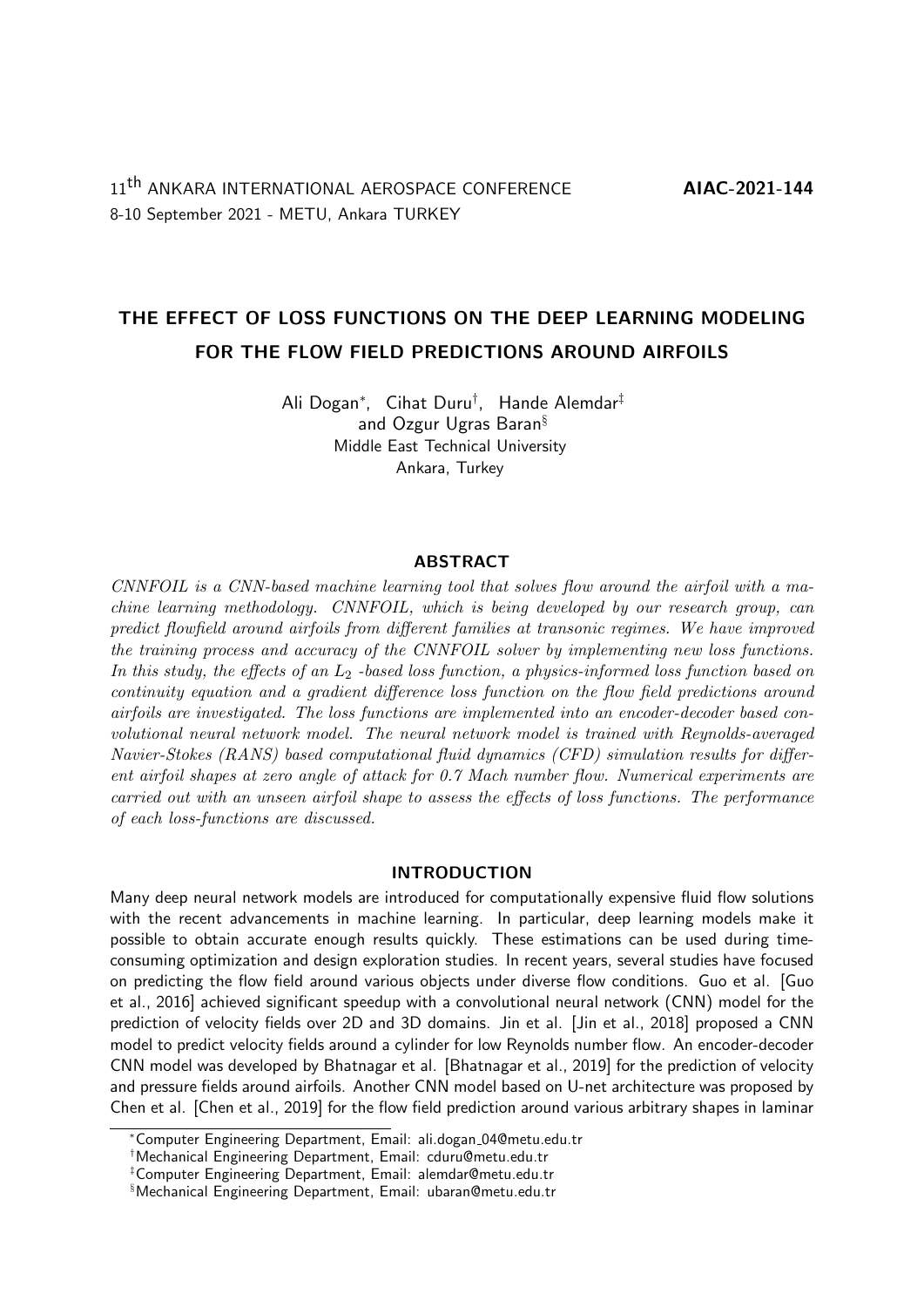11th ANKARA INTERNATIONAL AEROSPACE CONFERENCE **AIAC-2021-144**
8-10 September 2021 - METU, Ankara TURKEY

# THE EFFECT OF LOSS FUNCTIONS ON THE DEEP LEARNING MODELING FOR THE FLOW FIELD PREDICTIONS AROUND AIRFOILS

Ali Dogan*, Cihat Duru†, Hande Alemdar‡
and Ozgur Ugras Baran§
Middle East Technical University
Ankara, Turkey

## ABSTRACT

*CNNFOIL is a CNN-based machine learning tool that solves flow around the airfoil with a machine learning methodology. CNNFOIL, which is being developed by our research group, can predict flowfield around airfoils from different families at transonic regimes. We have improved the training process and accuracy of the CNNFOIL solver by implementing new loss functions. In this study, the effects of an $L_2$ -based loss function, a physics-informed loss function based on continuity equation and a gradient difference loss function on the flow field predictions around airfoils are investigated. The loss functions are implemented into an encoder-decoder based convolutional neural network model. The neural network model is trained with Reynolds-averaged Navier-Stokes (RANS) based computational fluid dynamics (CFD) simulation results for different airfoil shapes at zero angle of attack for 0.7 Mach number flow. Numerical experiments are carried out with an unseen airfoil shape to assess the effects of loss functions. The performance of each loss-functions are discussed.*

## INTRODUCTION

Many deep neural network models are introduced for computationally expensive fluid flow solutions with the recent advancements in machine learning. In particular, deep learning models make it possible to obtain accurate enough results quickly. These estimations can be used during time-consuming optimization and design exploration studies. In recent years, several studies have focused on predicting the flow field around various objects under diverse flow conditions. Guo et al. [Guo et al., 2016] achieved significant speedup with a convolutional neural network (CNN) model for the prediction of velocity fields over 2D and 3D domains. Jin et al. [Jin et al., 2018] proposed a CNN model to predict velocity fields around a cylinder for low Reynolds number flow. An encoder-decoder CNN model was developed by Bhatnagar et al. [Bhatnagar et al., 2019] for the prediction of velocity and pressure fields around airfoils. Another CNN model based on U-net architecture was proposed by Chen et al. [Chen et al., 2019] for the flow field prediction around various arbitrary shapes in laminar

---

*Computer Engineering Department, Email: ali.dogan_04@metu.edu.tr
†Mechanical Engineering Department, Email: cduru@metu.edu.tr
‡Computer Engineering Department, Email: alemdar@metu.edu.tr
§Mechanical Engineering Department, Email: ubaran@metu.edu.tr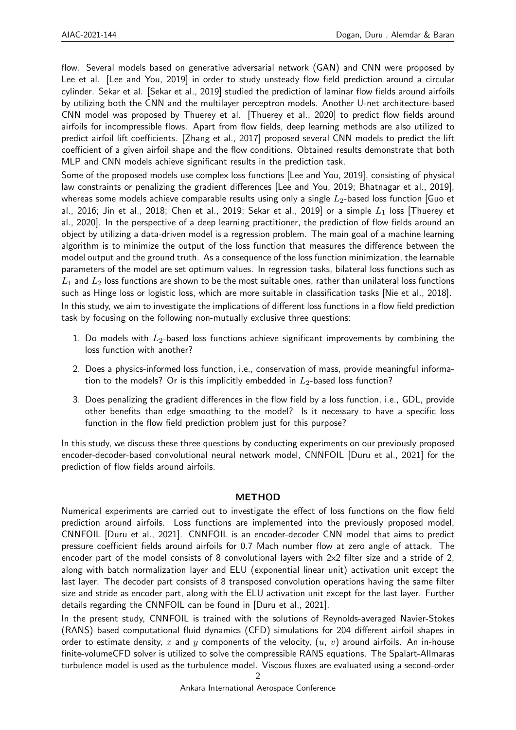flow. Several models based on generative adversarial network (GAN) and CNN were proposed by Lee et al. [Lee and You, 2019] in order to study unsteady flow field prediction around a circular cylinder. Sekar et al. [Sekar et al., 2019] studied the prediction of laminar flow fields around airfoils by utilizing both the CNN and the multilayer perceptron models. Another U-net architecture-based CNN model was proposed by Thuerey et al. [Thuerey et al., 2020] to predict flow fields around airfoils for incompressible flows. Apart from flow fields, deep learning methods are also utilized to predict airfoil lift coefficients. [Zhang et al., 2017] proposed several CNN models to predict the lift coefficient of a given airfoil shape and the flow conditions. Obtained results demonstrate that both MLP and CNN models achieve significant results in the prediction task.

Some of the proposed models use complex loss functions [Lee and You, 2019], consisting of physical law constraints or penalizing the gradient differences [Lee and You, 2019; Bhatnagar et al., 2019], whereas some models achieve comparable results using only a single $L_2$-based loss function [Guo et al., 2016; Jin et al., 2018; Chen et al., 2019; Sekar et al., 2019] or a simple $L_1$ loss [Thuerey et al., 2020]. In the perspective of a deep learning practitioner, the prediction of flow fields around an object by utilizing a data-driven model is a regression problem. The main goal of a machine learning algorithm is to minimize the output of the loss function that measures the difference between the model output and the ground truth. As a consequence of the loss function minimization, the learnable parameters of the model are set optimum values. In regression tasks, bilateral loss functions such as $L_1$ and $L_2$ loss functions are shown to be the most suitable ones, rather than unilateral loss functions such as Hinge loss or logistic loss, which are more suitable in classification tasks [Nie et al., 2018].

In this study, we aim to investigate the implications of different loss functions in a flow field prediction task by focusing on the following non-mutually exclusive three questions:

1. Do models with $L_2$-based loss functions achieve significant improvements by combining the loss function with another?
2. Does a physics-informed loss function, i.e., conservation of mass, provide meaningful information to the models? Or is this implicitly embedded in $L_2$-based loss function?
3. Does penalizing the gradient differences in the flow field by a loss function, i.e., GDL, provide other benefits than edge smoothing to the model? Is it necessary to have a specific loss function in the flow field prediction problem just for this purpose?

In this study, we discuss these three questions by conducting experiments on our previously proposed encoder-decoder-based convolutional neural network model, CNNFOIL [Duru et al., 2021] for the prediction of flow fields around airfoils.

## METHOD

Numerical experiments are carried out to investigate the effect of loss functions on the flow field prediction around airfoils. Loss functions are implemented into the previously proposed model, CNNFOIL [Duru et al., 2021]. CNNFOIL is an encoder-decoder CNN model that aims to predict pressure coefficient fields around airfoils for 0.7 Mach number flow at zero angle of attack. The encoder part of the model consists of 8 convolutional layers with 2x2 filter size and a stride of 2, along with batch normalization layer and ELU (exponential linear unit) activation unit except the last layer. The decoder part consists of 8 transposed convolution operations having the same filter size and stride as encoder part, along with the ELU activation unit except for the last layer. Further details regarding the CNNFOIL can be found in [Duru et al., 2021].

In the present study, CNNFOIL is trained with the solutions of Reynolds-averaged Navier-Stokes (RANS) based computational fluid dynamics (CFD) simulations for 204 different airfoil shapes in order to estimate density, $x$ and $y$ components of the velocity, $(u, v)$ around airfoils. An in-house finite-volumeCFD solver is utilized to solve the compressible RANS equations. The Spalart-Allmaras turbulence model is used as the turbulence model. Viscous fluxes are evaluated using a second-order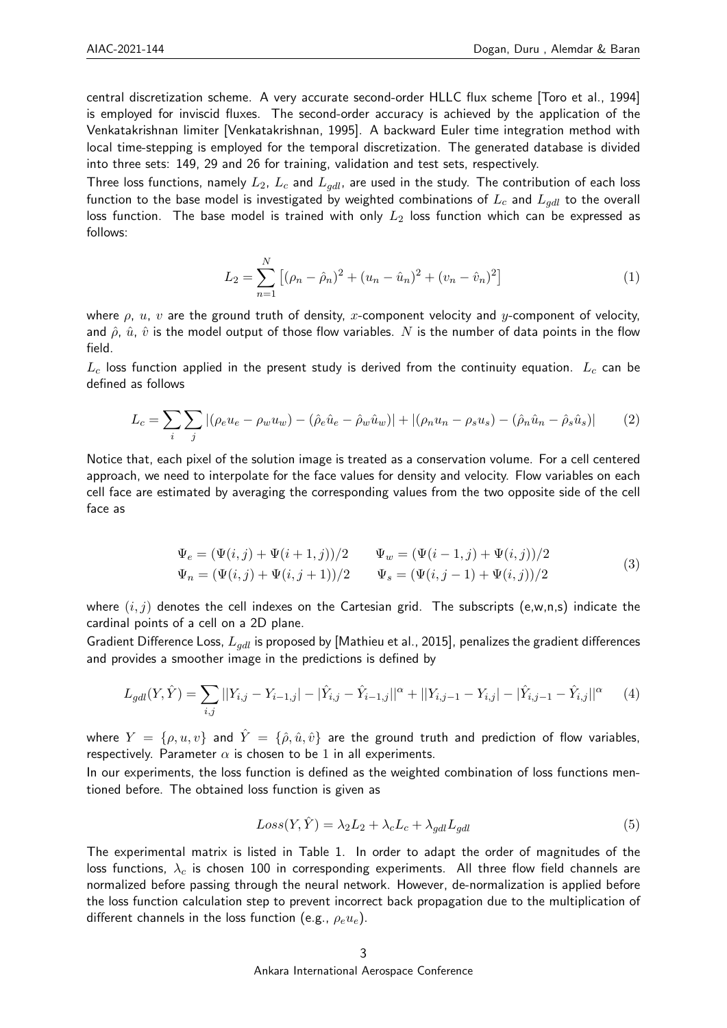central discretization scheme. A very accurate second-order HLLC flux scheme [Toro et al., 1994] is employed for inviscid fluxes. The second-order accuracy is achieved by the application of the Venkatakrishnan limiter [Venkatakrishnan, 1995]. A backward Euler time integration method with local time-stepping is employed for the temporal discretization. The generated database is divided into three sets: 149, 29 and 26 for training, validation and test sets, respectively.

Three loss functions, namely $L_2$, $L_c$ and $L_{gdl}$, are used in the study. The contribution of each loss function to the base model is investigated by weighted combinations of $L_c$ and $L_{gdl}$ to the overall loss function. The base model is trained with only $L_2$ loss function which can be expressed as follows:

$$L_2 = \sum_{n=1}^{N} \left[ (\rho_n - \hat{\rho}_n)^2 + (u_n - \hat{u}_n)^2 + (v_n - \hat{v}_n)^2 \right] \tag{1}$$

where $\rho$, $u$, $v$ are the ground truth of density, $x$-component velocity and $y$-component of velocity, and $\hat{\rho}$, $\hat{u}$, $\hat{v}$ is the model output of those flow variables. $N$ is the number of data points in the flow field.

$L_c$ loss function applied in the present study is derived from the continuity equation. $L_c$ can be defined as follows

$$L_c = \sum_i \sum_j |(\rho_e u_e - \rho_w u_w) - (\hat{\rho}_e \hat{u}_e - \hat{\rho}_w \hat{u}_w)| + |(\rho_n u_n - \rho_s u_s) - (\hat{\rho}_n \hat{u}_n - \hat{\rho}_s \hat{u}_s)| \tag{2}$$

Notice that, each pixel of the solution image is treated as a conservation volume. For a cell centered approach, we need to interpolate for the face values for density and velocity. Flow variables on each cell face are estimated by averaging the corresponding values from the two opposite side of the cell face as

$$\begin{aligned} \Psi_e &= (\Psi(i,j) + \Psi(i+1,j))/2 \qquad \Psi_w = (\Psi(i-1,j) + \Psi(i,j))/2 \\ \Psi_n &= (\Psi(i,j) + \Psi(i,j+1))/2 \qquad \Psi_s = (\Psi(i,j-1) + \Psi(i,j))/2 \end{aligned} \tag{3}$$

where $(i,j)$ denotes the cell indexes on the Cartesian grid. The subscripts (e,w,n,s) indicate the cardinal points of a cell on a 2D plane.

Gradient Difference Loss, $L_{gdl}$ is proposed by [Mathieu et al., 2015], penalizes the gradient differences and provides a smoother image in the predictions is defined by

$$L_{gdl}(Y, \hat{Y}) = \sum_{i,j} ||Y_{i,j} - Y_{i-1,j}| - |\hat{Y}_{i,j} - \hat{Y}_{i-1,j}||^{\alpha} + ||Y_{i,j-1} - Y_{i,j}| - |\hat{Y}_{i,j-1} - \hat{Y}_{i,j}||^{\alpha} \tag{4}$$

where $Y = \{\rho, u, v\}$ and $\hat{Y} = \{\hat{\rho}, \hat{u}, \hat{v}\}$ are the ground truth and prediction of flow variables, respectively. Parameter $\alpha$ is chosen to be 1 in all experiments.

In our experiments, the loss function is defined as the weighted combination of loss functions mentioned before. The obtained loss function is given as

$$Loss(Y, \hat{Y}) = \lambda_2 L_2 + \lambda_c L_c + \lambda_{gdl} L_{gdl} \tag{5}$$

The experimental matrix is listed in Table 1. In order to adapt the order of magnitudes of the loss functions, $\lambda_c$ is chosen 100 in corresponding experiments. All three flow field channels are normalized before passing through the neural network. However, de-normalization is applied before the loss function calculation step to prevent incorrect back propagation due to the multiplication of different channels in the loss function (e.g., $\rho_e u_e$).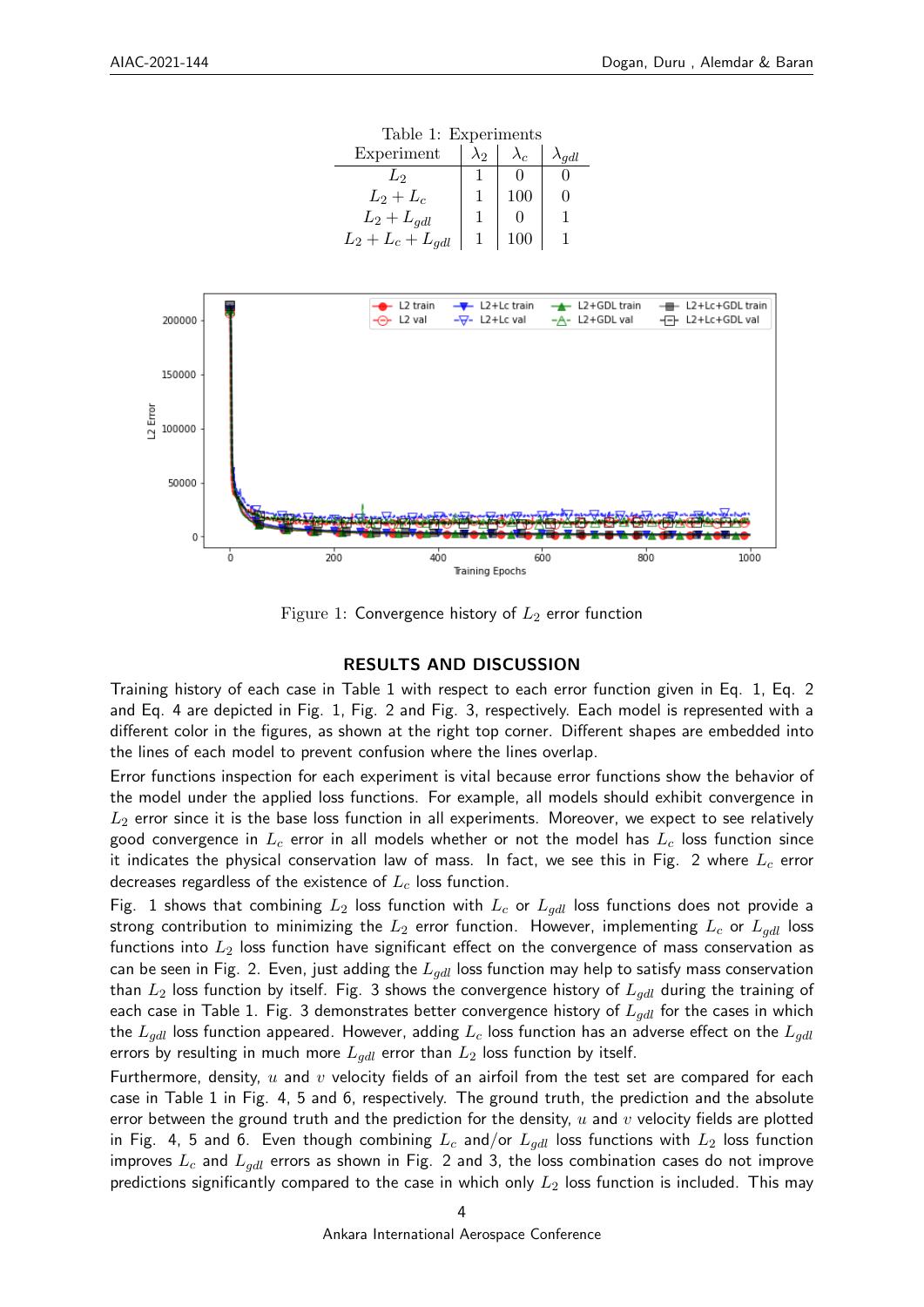Table 1: Experiments

| Experiment | $\lambda_2$ | $\lambda_c$ | $\lambda_{gdl}$ |
|---|---|---|---|
| $L_2$ | 1 | 0 | 0 |
| $L_2 + L_c$ | 1 | 100 | 0 |
| $L_2 + L_{gdl}$ | 1 | 0 | 1 |
| $L_2 + L_c + L_{gdl}$ | 1 | 100 | 1 |

Figure 1: Convergence history of $L_2$ error function

## RESULTS AND DISCUSSION

Training history of each case in Table 1 with respect to each error function given in Eq. 1, Eq. 2 and Eq. 4 are depicted in Fig. 1, Fig. 2 and Fig. 3, respectively. Each model is represented with a different color in the figures, as shown at the right top corner. Different shapes are embedded into the lines of each model to prevent confusion where the lines overlap.

Error functions inspection for each experiment is vital because error functions show the behavior of the model under the applied loss functions. For example, all models should exhibit convergence in $L_2$ error since it is the base loss function in all experiments. Moreover, we expect to see relatively good convergence in $L_c$ error in all models whether or not the model has $L_c$ loss function since it indicates the physical conservation law of mass. In fact, we see this in Fig. 2 where $L_c$ error decreases regardless of the existence of $L_c$ loss function.

Fig. 1 shows that combining $L_2$ loss function with $L_c$ or $L_{gdl}$ loss functions does not provide a strong contribution to minimizing the $L_2$ error function. However, implementing $L_c$ or $L_{gdl}$ loss functions into $L_2$ loss function have significant effect on the convergence of mass conservation as can be seen in Fig. 2. Even, just adding the $L_{gdl}$ loss function may help to satisfy mass conservation than $L_2$ loss function by itself. Fig. 3 shows the convergence history of $L_{gdl}$ during the training of each case in Table 1. Fig. 3 demonstrates better convergence history of $L_{gdl}$ for the cases in which the $L_{gdl}$ loss function appeared. However, adding $L_c$ loss function has an adverse effect on the $L_{gdl}$ errors by resulting in much more $L_{gdl}$ error than $L_2$ loss function by itself.

Furthermore, density, $u$ and $v$ velocity fields of an airfoil from the test set are compared for each case in Table 1 in Fig. 4, 5 and 6, respectively. The ground truth, the prediction and the absolute error between the ground truth and the prediction for the density, $u$ and $v$ velocity fields are plotted in Fig. 4, 5 and 6. Even though combining $L_c$ and/or $L_{gdl}$ loss functions with $L_2$ loss function improves $L_c$ and $L_{gdl}$ errors as shown in Fig. 2 and 3, the loss combination cases do not improve predictions significantly compared to the case in which only $L_2$ loss function is included. This may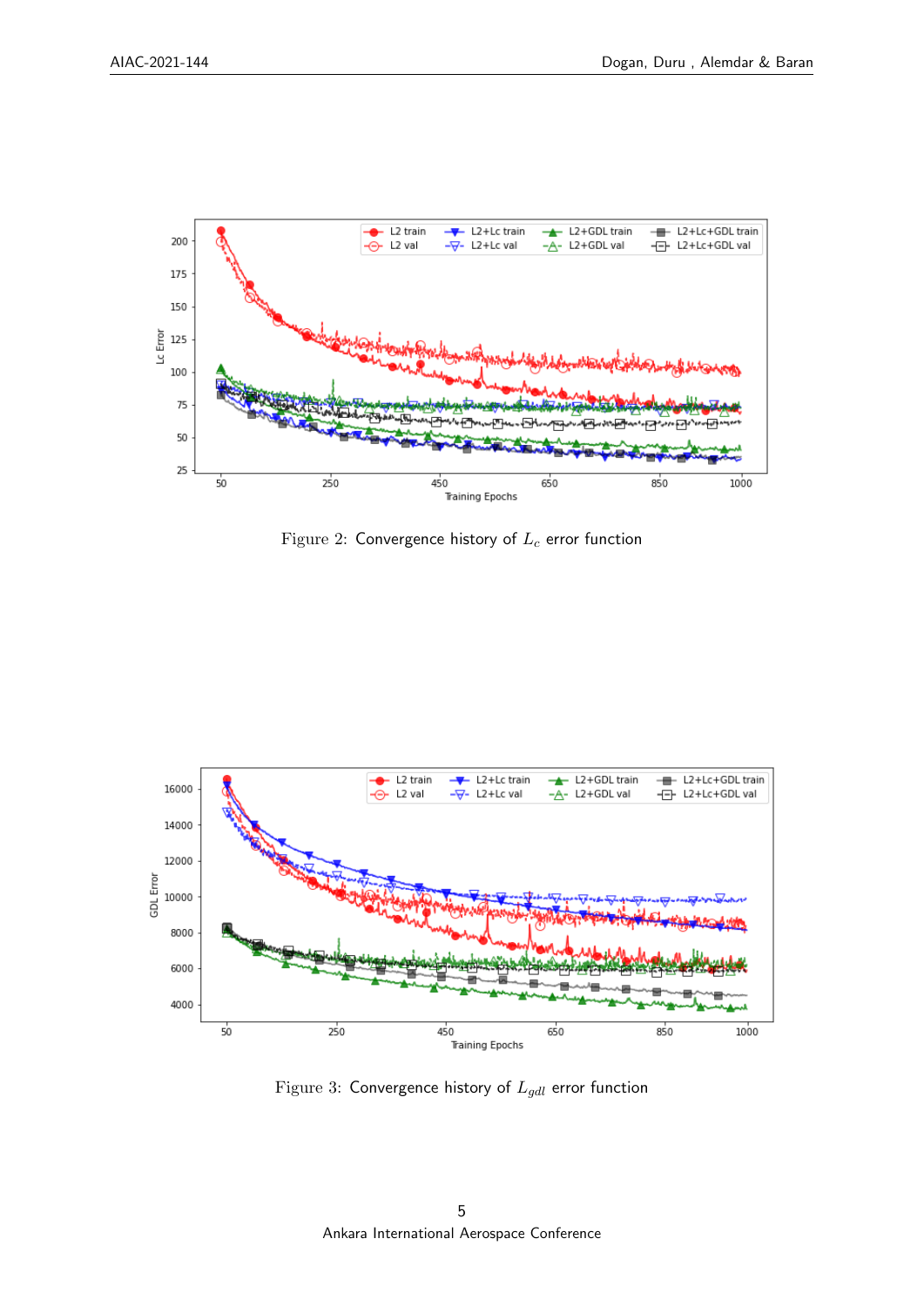Figure 2: Convergence history of $L_c$ error function

Figure 3: Convergence history of $L_{gdl}$ error function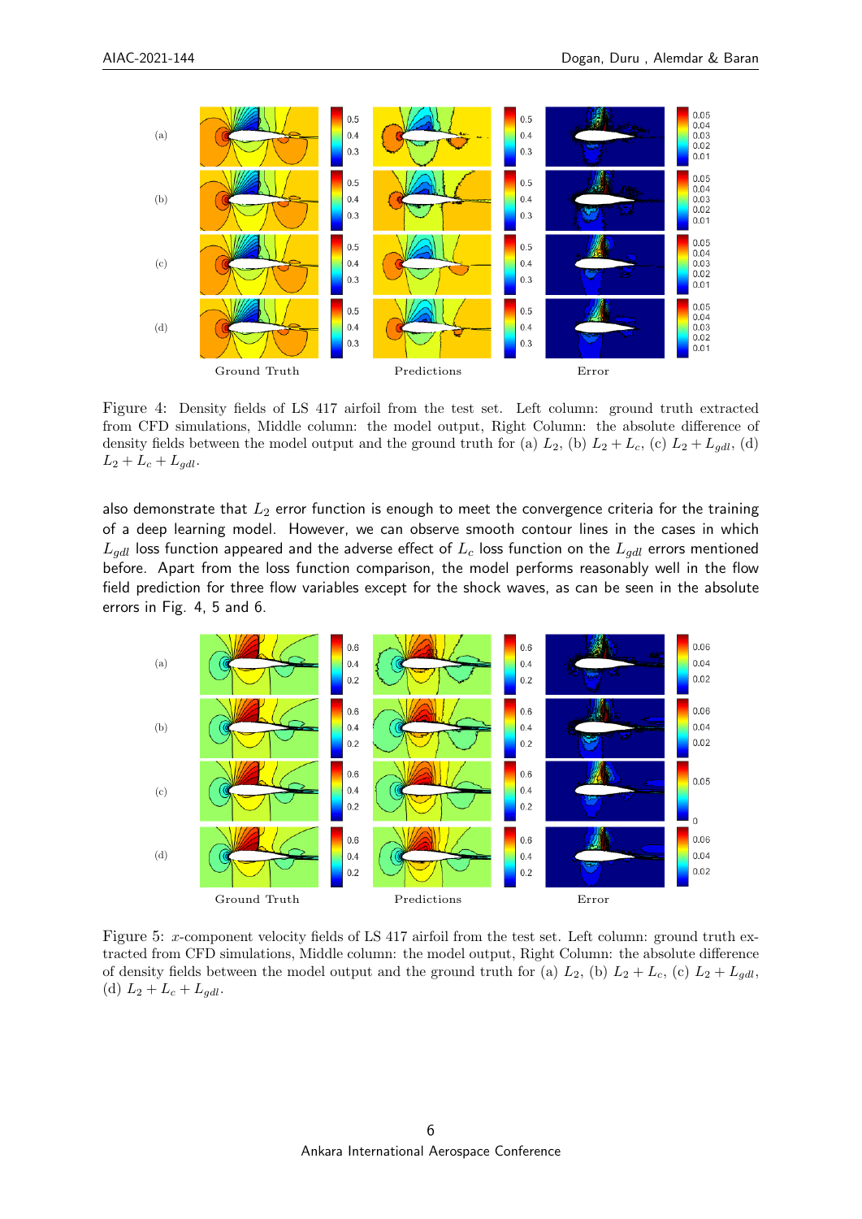Figure 4: Density fields of LS 417 airfoil from the test set. Left column: ground truth extracted from CFD simulations, Middle column: the model output, Right Column: the absolute difference of density fields between the model output and the ground truth for (a) $L_2$, (b) $L_2 + L_c$, (c) $L_2 + L_{gdl}$, (d) $L_2 + L_c + L_{gdl}$.

also demonstrate that $L_2$ error function is enough to meet the convergence criteria for the training of a deep learning model. However, we can observe smooth contour lines in the cases in which $L_{gdl}$ loss function appeared and the adverse effect of $L_c$ loss function on the $L_{gdl}$ errors mentioned before. Apart from the loss function comparison, the model performs reasonably well in the flow field prediction for three flow variables except for the shock waves, as can be seen in the absolute errors in Fig. 4, 5 and 6.

Figure 5: $x$-component velocity fields of LS 417 airfoil from the test set. Left column: ground truth extracted from CFD simulations, Middle column: the model output, Right Column: the absolute difference of density fields between the model output and the ground truth for (a) $L_2$, (b) $L_2 + L_c$, (c) $L_2 + L_{gdl}$, (d) $L_2 + L_c + L_{gdl}$.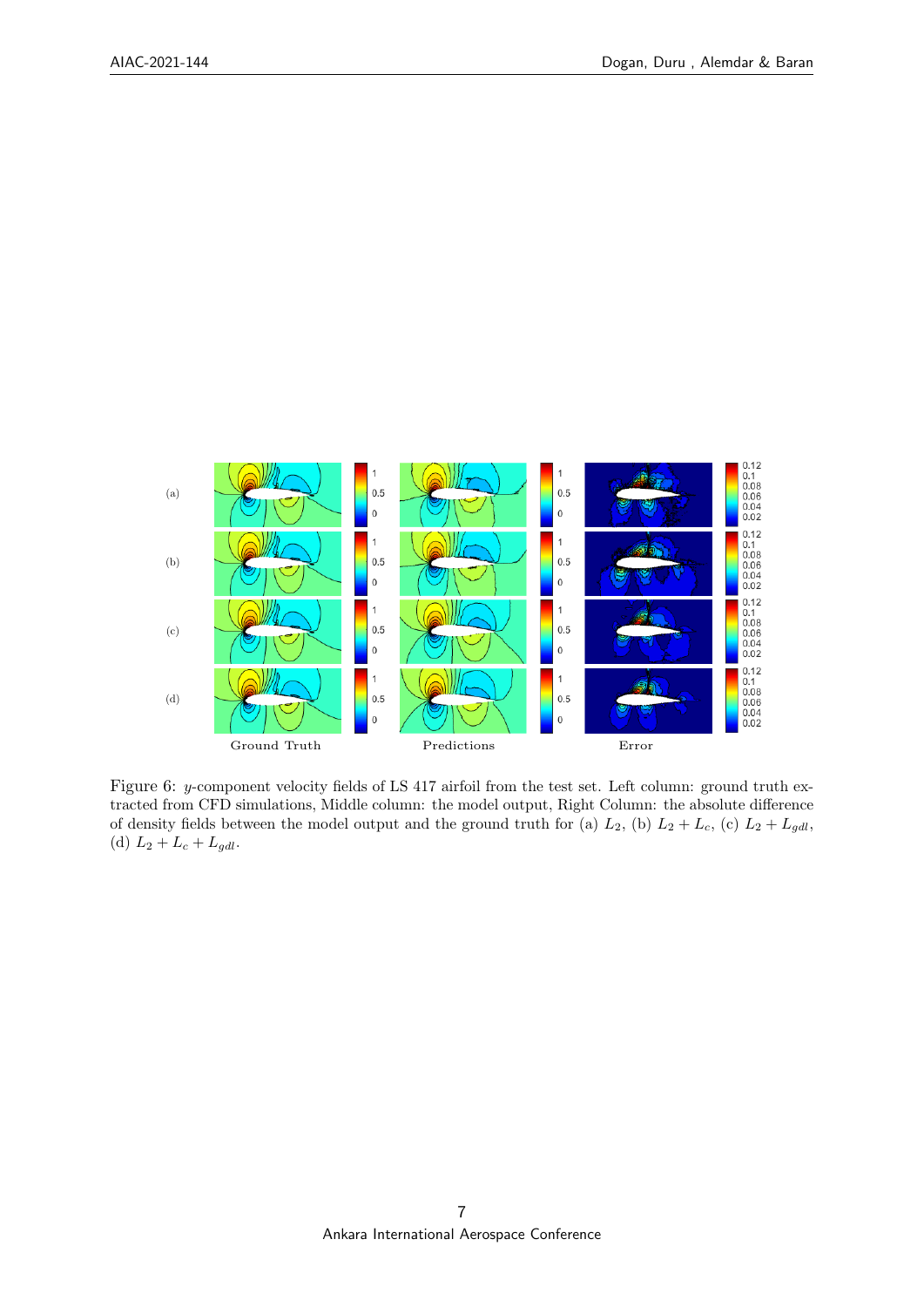Figure 6: $y$-component velocity fields of LS 417 airfoil from the test set. Left column: ground truth extracted from CFD simulations, Middle column: the model output, Right Column: the absolute difference of density fields between the model output and the ground truth for (a) $L_2$, (b) $L_2 + L_c$, (c) $L_2 + L_{gdl}$, (d) $L_2 + L_c + L_{gdl}$.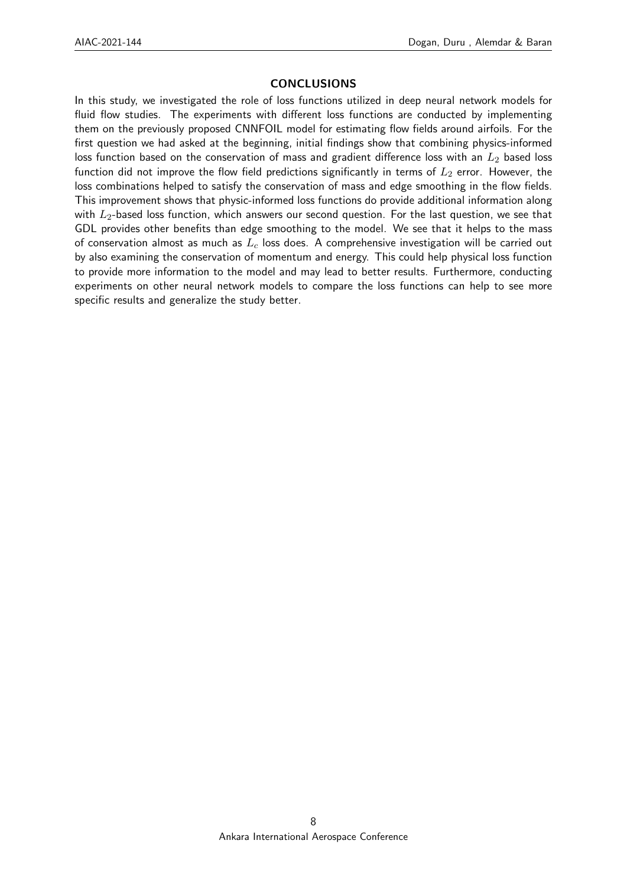## CONCLUSIONS

In this study, we investigated the role of loss functions utilized in deep neural network models for fluid flow studies. The experiments with different loss functions are conducted by implementing them on the previously proposed CNNFOIL model for estimating flow fields around airfoils. For the first question we had asked at the beginning, initial findings show that combining physics-informed loss function based on the conservation of mass and gradient difference loss with an $L_2$ based loss function did not improve the flow field predictions significantly in terms of $L_2$ error. However, the loss combinations helped to satisfy the conservation of mass and edge smoothing in the flow fields. This improvement shows that physic-informed loss functions do provide additional information along with $L_2$-based loss function, which answers our second question. For the last question, we see that GDL provides other benefits than edge smoothing to the model. We see that it helps to the mass of conservation almost as much as $L_c$ loss does. A comprehensive investigation will be carried out by also examining the conservation of momentum and energy. This could help physical loss function to provide more information to the model and may lead to better results. Furthermore, conducting experiments on other neural network models to compare the loss functions can help to see more specific results and generalize the study better.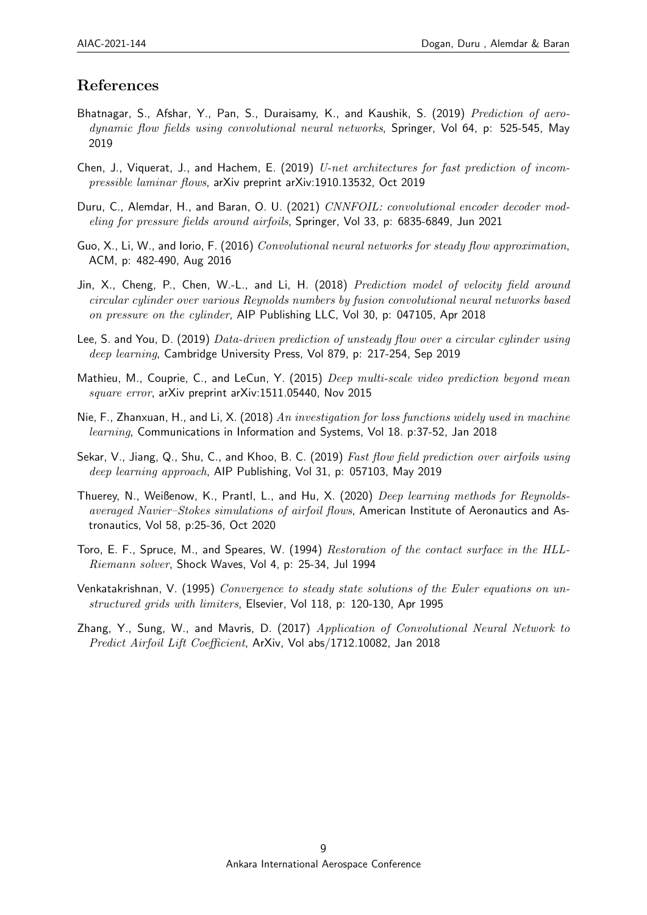## References

Bhatnagar, S., Afshar, Y., Pan, S., Duraisamy, K., and Kaushik, S. (2019) *Prediction of aerodynamic flow fields using convolutional neural networks*, Springer, Vol 64, p: 525-545, May 2019

Chen, J., Viquerat, J., and Hachem, E. (2019) *U-net architectures for fast prediction of incompressible laminar flows*, arXiv preprint arXiv:1910.13532, Oct 2019

Duru, C., Alemdar, H., and Baran, O. U. (2021) *CNNFOIL: convolutional encoder decoder modeling for pressure fields around airfoils*, Springer, Vol 33, p: 6835-6849, Jun 2021

Guo, X., Li, W., and Iorio, F. (2016) *Convolutional neural networks for steady flow approximation*, ACM, p: 482-490, Aug 2016

Jin, X., Cheng, P., Chen, W.-L., and Li, H. (2018) *Prediction model of velocity field around circular cylinder over various Reynolds numbers by fusion convolutional neural networks based on pressure on the cylinder*, AIP Publishing LLC, Vol 30, p: 047105, Apr 2018

Lee, S. and You, D. (2019) *Data-driven prediction of unsteady flow over a circular cylinder using deep learning*, Cambridge University Press, Vol 879, p: 217-254, Sep 2019

Mathieu, M., Couprie, C., and LeCun, Y. (2015) *Deep multi-scale video prediction beyond mean square error*, arXiv preprint arXiv:1511.05440, Nov 2015

Nie, F., Zhanxuan, H., and Li, X. (2018) *An investigation for loss functions widely used in machine learning*, Communications in Information and Systems, Vol 18. p:37-52, Jan 2018

Sekar, V., Jiang, Q., Shu, C., and Khoo, B. C. (2019) *Fast flow field prediction over airfoils using deep learning approach*, AIP Publishing, Vol 31, p: 057103, May 2019

Thuerey, N., Weißenow, K., Prantl, L., and Hu, X. (2020) *Deep learning methods for Reynolds-averaged Navier–Stokes simulations of airfoil flows*, American Institute of Aeronautics and Astronautics, Vol 58, p:25-36, Oct 2020

Toro, E. F., Spruce, M., and Speares, W. (1994) *Restoration of the contact surface in the HLL-Riemann solver*, Shock Waves, Vol 4, p: 25-34, Jul 1994

Venkatakrishnan, V. (1995) *Convergence to steady state solutions of the Euler equations on unstructured grids with limiters*, Elsevier, Vol 118, p: 120-130, Apr 1995

Zhang, Y., Sung, W., and Mavris, D. (2017) *Application of Convolutional Neural Network to Predict Airfoil Lift Coefficient*, ArXiv, Vol abs/1712.10082, Jan 2018